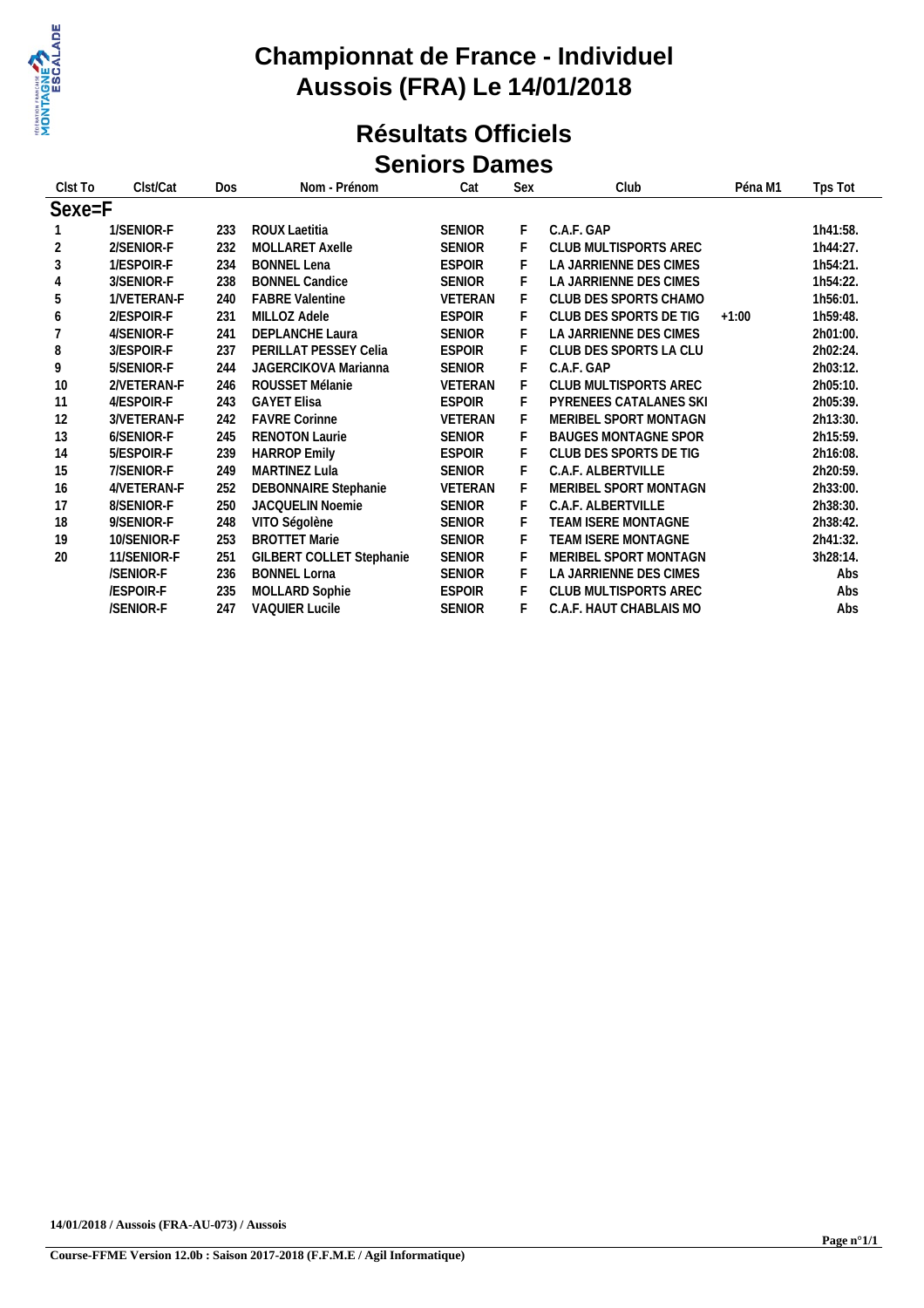# Championnat de France - Individuel
# Aussois (FRA) Le 14/01/2018

## Résultats Officiels
## Seniors Dames

| Clst To | Clst/Cat | Dos | Nom - Prénom | Cat | Sex | Club | Péna M1 | Tps Tot |
|---|---|---|---|---|---|---|---|---|
| **Sexe=F** | | | | | | | | |
| 1 | 1/SENIOR-F | 233 | ROUX Laetitia | SENIOR | F | C.A.F. GAP | | 1h41:58. |
| 2 | 2/SENIOR-F | 232 | MOLLARET Axelle | SENIOR | F | CLUB MULTISPORTS AREC | | 1h44:27. |
| 3 | 1/ESPOIR-F | 234 | BONNEL Lena | ESPOIR | F | LA JARRIENNE DES CIMES | | 1h54:21. |
| 4 | 3/SENIOR-F | 238 | BONNEL Candice | SENIOR | F | LA JARRIENNE DES CIMES | | 1h54:22. |
| 5 | 1/VETERAN-F | 240 | FABRE Valentine | VETERAN | F | CLUB DES SPORTS CHAMO | | 1h56:01. |
| 6 | 2/ESPOIR-F | 231 | MILLOZ Adele | ESPOIR | F | CLUB DES SPORTS DE TIG | +1:00 | 1h59:48. |
| 7 | 4/SENIOR-F | 241 | DEPLANCHE Laura | SENIOR | F | LA JARRIENNE DES CIMES | | 2h01:00. |
| 8 | 3/ESPOIR-F | 237 | PERILLAT PESSEY Celia | ESPOIR | F | CLUB DES SPORTS LA CLU | | 2h02:24. |
| 9 | 5/SENIOR-F | 244 | JAGERCIKOVA Marianna | SENIOR | F | C.A.F. GAP | | 2h03:12. |
| 10 | 2/VETERAN-F | 246 | ROUSSET Mélanie | VETERAN | F | CLUB MULTISPORTS AREC | | 2h05:10. |
| 11 | 4/ESPOIR-F | 243 | GAYET Elisa | ESPOIR | F | PYRENEES CATALANES SKI | | 2h05:39. |
| 12 | 3/VETERAN-F | 242 | FAVRE Corinne | VETERAN | F | MERIBEL SPORT MONTAGN | | 2h13:30. |
| 13 | 6/SENIOR-F | 245 | RENOTON Laurie | SENIOR | F | BAUGES MONTAGNE SPOR | | 2h15:59. |
| 14 | 5/ESPOIR-F | 239 | HARROP Emily | ESPOIR | F | CLUB DES SPORTS DE TIG | | 2h16:08. |
| 15 | 7/SENIOR-F | 249 | MARTINEZ Lula | SENIOR | F | C.A.F. ALBERTVILLE | | 2h20:59. |
| 16 | 4/VETERAN-F | 252 | DEBONNAIRE Stephanie | VETERAN | F | MERIBEL SPORT MONTAGN | | 2h33:00. |
| 17 | 8/SENIOR-F | 250 | JACQUELIN Noemie | SENIOR | F | C.A.F. ALBERTVILLE | | 2h38:30. |
| 18 | 9/SENIOR-F | 248 | VITO Ségolène | SENIOR | F | TEAM ISERE MONTAGNE | | 2h38:42. |
| 19 | 10/SENIOR-F | 253 | BROTTET Marie | SENIOR | F | TEAM ISERE MONTAGNE | | 2h41:32. |
| 20 | 11/SENIOR-F | 251 | GILBERT COLLET Stephanie | SENIOR | F | MERIBEL SPORT MONTAGN | | 3h28:14. |
| | /SENIOR-F | 236 | BONNEL Lorna | SENIOR | F | LA JARRIENNE DES CIMES | | Abs |
| | /ESPOIR-F | 235 | MOLLARD Sophie | ESPOIR | F | CLUB MULTISPORTS AREC | | Abs |
| | /SENIOR-F | 247 | VAQUIER Lucile | SENIOR | F | C.A.F. HAUT CHABLAIS MO | | Abs |

**14/01/2018 / Aussois (FRA-AU-073) / Aussois**

**Course-FFME Version 12.0b : Saison 2017-2018 (F.F.M.E / Agil Informatique)**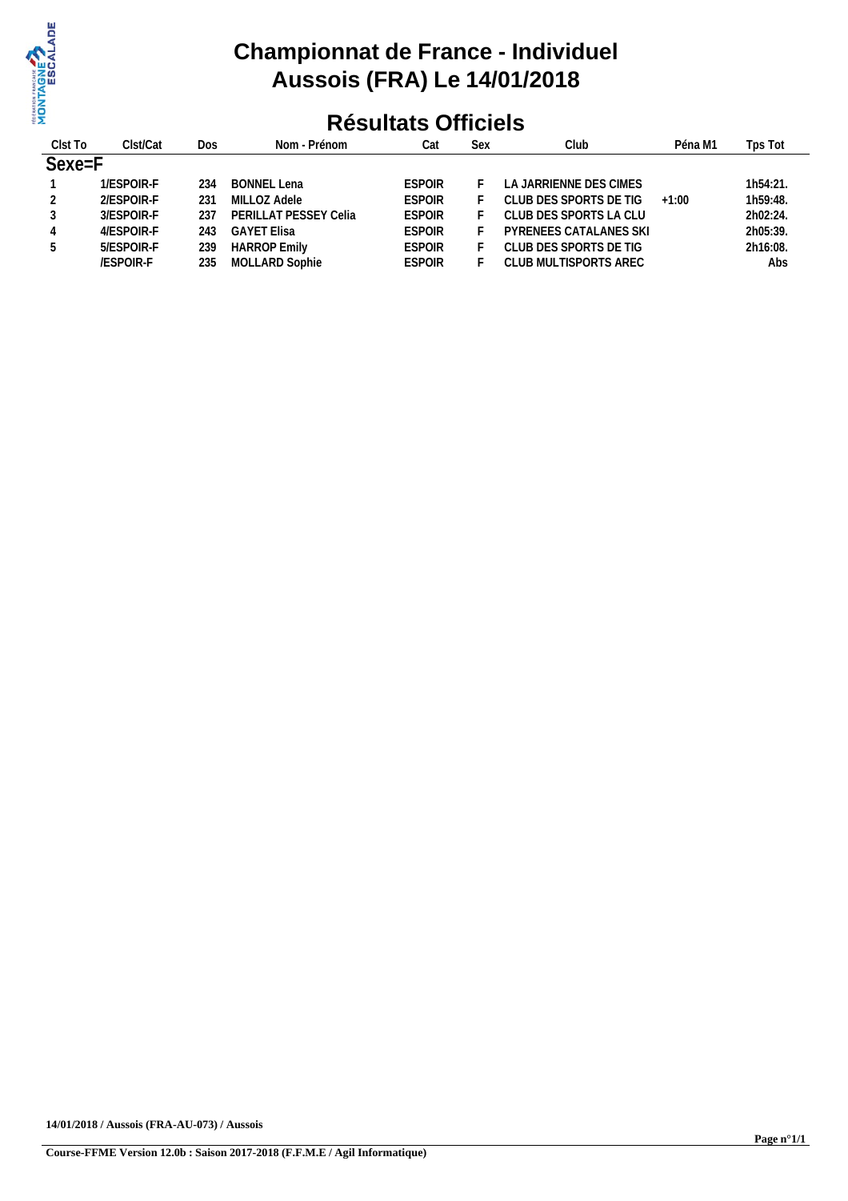# Championnat de France - Individuel
# Aussois (FRA) Le 14/01/2018

## Résultats Officiels

| Clst To | Clst/Cat | Dos | Nom - Prénom | Cat | Sex | Club | Péna M1 | Tps Tot |
|---|---|---|---|---|---|---|---|---|
| **Sexe=F** | | | | | | | | |
| 1 | 1/ESPOIR-F | 234 | BONNEL Lena | ESPOIR | F | LA JARRIENNE DES CIMES | | 1h54:21. |
| 2 | 2/ESPOIR-F | 231 | MILLOZ Adele | ESPOIR | F | CLUB DES SPORTS DE TIG | +1:00 | 1h59:48. |
| 3 | 3/ESPOIR-F | 237 | PERILLAT PESSEY Celia | ESPOIR | F | CLUB DES SPORTS LA CLU | | 2h02:24. |
| 4 | 4/ESPOIR-F | 243 | GAYET Elisa | ESPOIR | F | PYRENEES CATALANES SKI | | 2h05:39. |
| 5 | 5/ESPOIR-F | 239 | HARROP Emily | ESPOIR | F | CLUB DES SPORTS DE TIG | | 2h16:08. |
| | /ESPOIR-F | 235 | MOLLARD Sophie | ESPOIR | F | CLUB MULTISPORTS AREC | | Abs |

14/01/2018 / Aussois (FRA-AU-073) / Aussois

Course-FFME Version 12.0b : Saison 2017-2018 (F.F.M.E / Agil Informatique)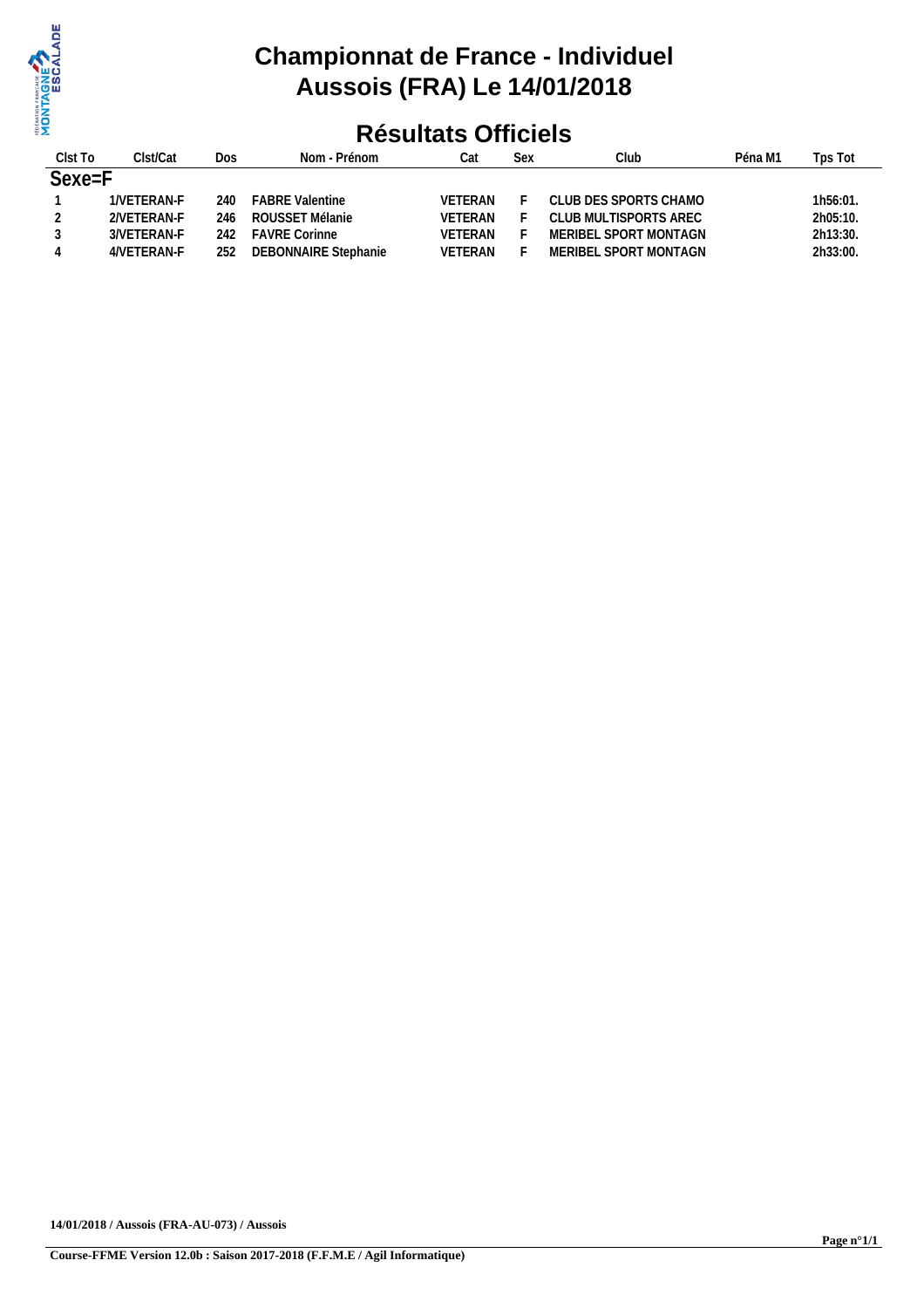# Championnat de France - Individuel
# Aussois (FRA) Le 14/01/2018

## Résultats Officiels

| Clst To | Clst/Cat | Dos | Nom - Prénom | Cat | Sex | Club | Péna M1 | Tps Tot |
|---|---|---|---|---|---|---|---|---|
| **Sexe=F** | | | | | | | | |
| 1 | 1/VETERAN-F | 240 | FABRE Valentine | VETERAN | F | CLUB DES SPORTS CHAMO | | 1h56:01. |
| 2 | 2/VETERAN-F | 246 | ROUSSET Mélanie | VETERAN | F | CLUB MULTISPORTS AREC | | 2h05:10. |
| 3 | 3/VETERAN-F | 242 | FAVRE Corinne | VETERAN | F | MERIBEL SPORT MONTAGN | | 2h13:30. |
| 4 | 4/VETERAN-F | 252 | DEBONNAIRE Stephanie | VETERAN | F | MERIBEL SPORT MONTAGN | | 2h33:00. |

**14/01/2018 / Aussois (FRA-AU-073) / Aussois**

**Course-FFME Version 12.0b : Saison 2017-2018 (F.F.M.E / Agil Informatique)**